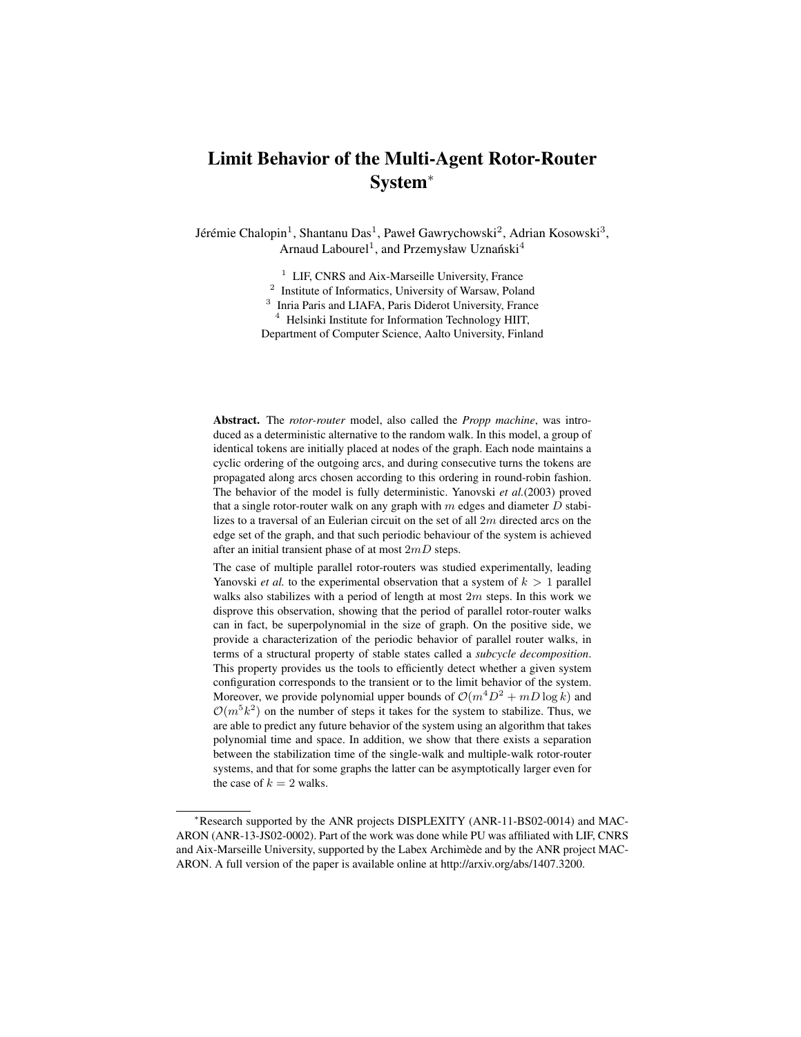# Limit Behavior of the Multi-Agent Rotor-Router System*

Jérémie Chalopin[1], Shantanu Das[1], Paweł Gawrychowski[2], Adrian Kosowski[3], Arnaud Labourel[1], and Przemysław Uznański[4]

[1] LIF, CNRS and Aix-Marseille University, France
[2] Institute of Informatics, University of Warsaw, Poland
[3] Inria Paris and LIAFA, Paris Diderot University, France
[4] Helsinki Institute for Information Technology HIIT, Department of Computer Science, Aalto University, Finland

**Abstract.** The *rotor-router* model, also called the *Propp machine*, was introduced as a deterministic alternative to the random walk. In this model, a group of identical tokens are initially placed at nodes of the graph. Each node maintains a cyclic ordering of the outgoing arcs, and during consecutive turns the tokens are propagated along arcs chosen according to this ordering in round-robin fashion. The behavior of the model is fully deterministic. Yanovski *et al.*(2003) proved that a single rotor-router walk on any graph with $m$ edges and diameter $D$ stabilizes to a traversal of an Eulerian circuit on the set of all $2m$ directed arcs on the edge set of the graph, and that such periodic behaviour of the system is achieved after an initial transient phase of at most $2mD$ steps.

The case of multiple parallel rotor-routers was studied experimentally, leading Yanovski *et al.* to the experimental observation that a system of $k > 1$ parallel walks also stabilizes with a period of length at most $2m$ steps. In this work we disprove this observation, showing that the period of parallel rotor-router walks can in fact, be superpolynomial in the size of graph. On the positive side, we provide a characterization of the periodic behavior of parallel router walks, in terms of a structural property of stable states called a *subcycle decomposition*. This property provides us the tools to efficiently detect whether a given system configuration corresponds to the transient or to the limit behavior of the system. Moreover, we provide polynomial upper bounds of $\mathcal{O}(m^4D^2 + mD \log k)$ and $\mathcal{O}(m^5k^2)$ on the number of steps it takes for the system to stabilize. Thus, we are able to predict any future behavior of the system using an algorithm that takes polynomial time and space. In addition, we show that there exists a separation between the stabilization time of the single-walk and multiple-walk rotor-router systems, and that for some graphs the latter can be asymptotically larger even for the case of $k = 2$ walks.

*Research supported by the ANR projects DISPLEXITY (ANR-11-BS02-0014) and MACARON (ANR-13-JS02-0002). Part of the work was done while PU was affiliated with LIF, CNRS and Aix-Marseille University, supported by the Labex Archimède and by the ANR project MACARON. A full version of the paper is available online at http://arxiv.org/abs/1407.3200.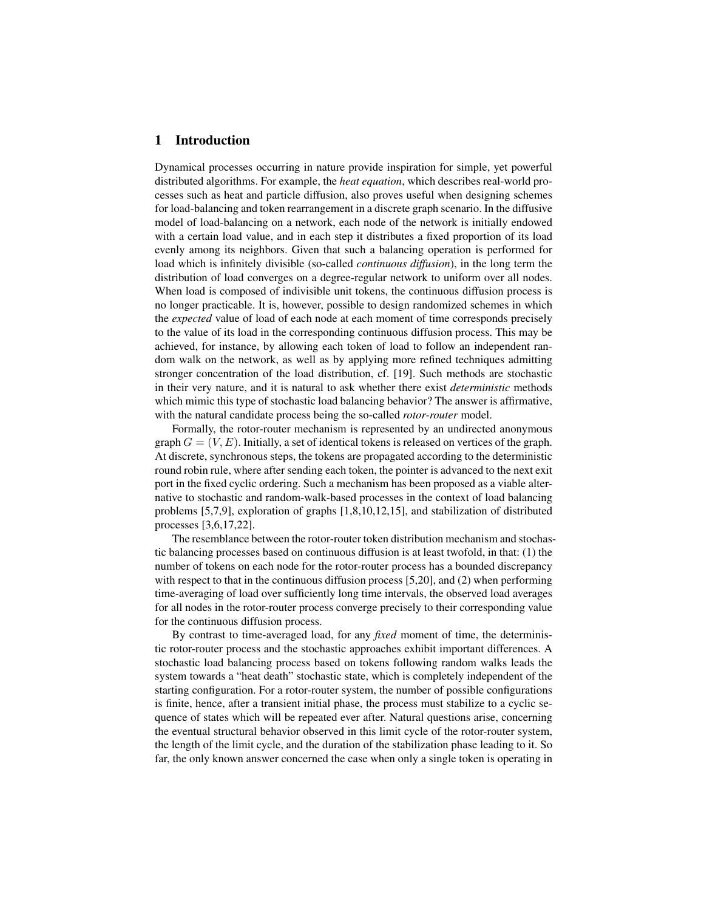## 1 Introduction

Dynamical processes occurring in nature provide inspiration for simple, yet powerful distributed algorithms. For example, the *heat equation*, which describes real-world processes such as heat and particle diffusion, also proves useful when designing schemes for load-balancing and token rearrangement in a discrete graph scenario. In the diffusive model of load-balancing on a network, each node of the network is initially endowed with a certain load value, and in each step it distributes a fixed proportion of its load evenly among its neighbors. Given that such a balancing operation is performed for load which is infinitely divisible (so-called *continuous diffusion*), in the long term the distribution of load converges on a degree-regular network to uniform over all nodes. When load is composed of indivisible unit tokens, the continuous diffusion process is no longer practicable. It is, however, possible to design randomized schemes in which the *expected* value of load of each node at each moment of time corresponds precisely to the value of its load in the corresponding continuous diffusion process. This may be achieved, for instance, by allowing each token of load to follow an independent random walk on the network, as well as by applying more refined techniques admitting stronger concentration of the load distribution, cf. [19]. Such methods are stochastic in their very nature, and it is natural to ask whether there exist *deterministic* methods which mimic this type of stochastic load balancing behavior? The answer is affirmative, with the natural candidate process being the so-called *rotor-router* model.

Formally, the rotor-router mechanism is represented by an undirected anonymous graph $G = (V, E)$. Initially, a set of identical tokens is released on vertices of the graph. At discrete, synchronous steps, the tokens are propagated according to the deterministic round robin rule, where after sending each token, the pointer is advanced to the next exit port in the fixed cyclic ordering. Such a mechanism has been proposed as a viable alternative to stochastic and random-walk-based processes in the context of load balancing problems [5,7,9], exploration of graphs [1,8,10,12,15], and stabilization of distributed processes [3,6,17,22].

The resemblance between the rotor-router token distribution mechanism and stochastic balancing processes based on continuous diffusion is at least twofold, in that: (1) the number of tokens on each node for the rotor-router process has a bounded discrepancy with respect to that in the continuous diffusion process [5,20], and (2) when performing time-averaging of load over sufficiently long time intervals, the observed load averages for all nodes in the rotor-router process converge precisely to their corresponding value for the continuous diffusion process.

By contrast to time-averaged load, for any *fixed* moment of time, the deterministic rotor-router process and the stochastic approaches exhibit important differences. A stochastic load balancing process based on tokens following random walks leads the system towards a "heat death" stochastic state, which is completely independent of the starting configuration. For a rotor-router system, the number of possible configurations is finite, hence, after a transient initial phase, the process must stabilize to a cyclic sequence of states which will be repeated ever after. Natural questions arise, concerning the eventual structural behavior observed in this limit cycle of the rotor-router system, the length of the limit cycle, and the duration of the stabilization phase leading to it. So far, the only known answer concerned the case when only a single token is operating in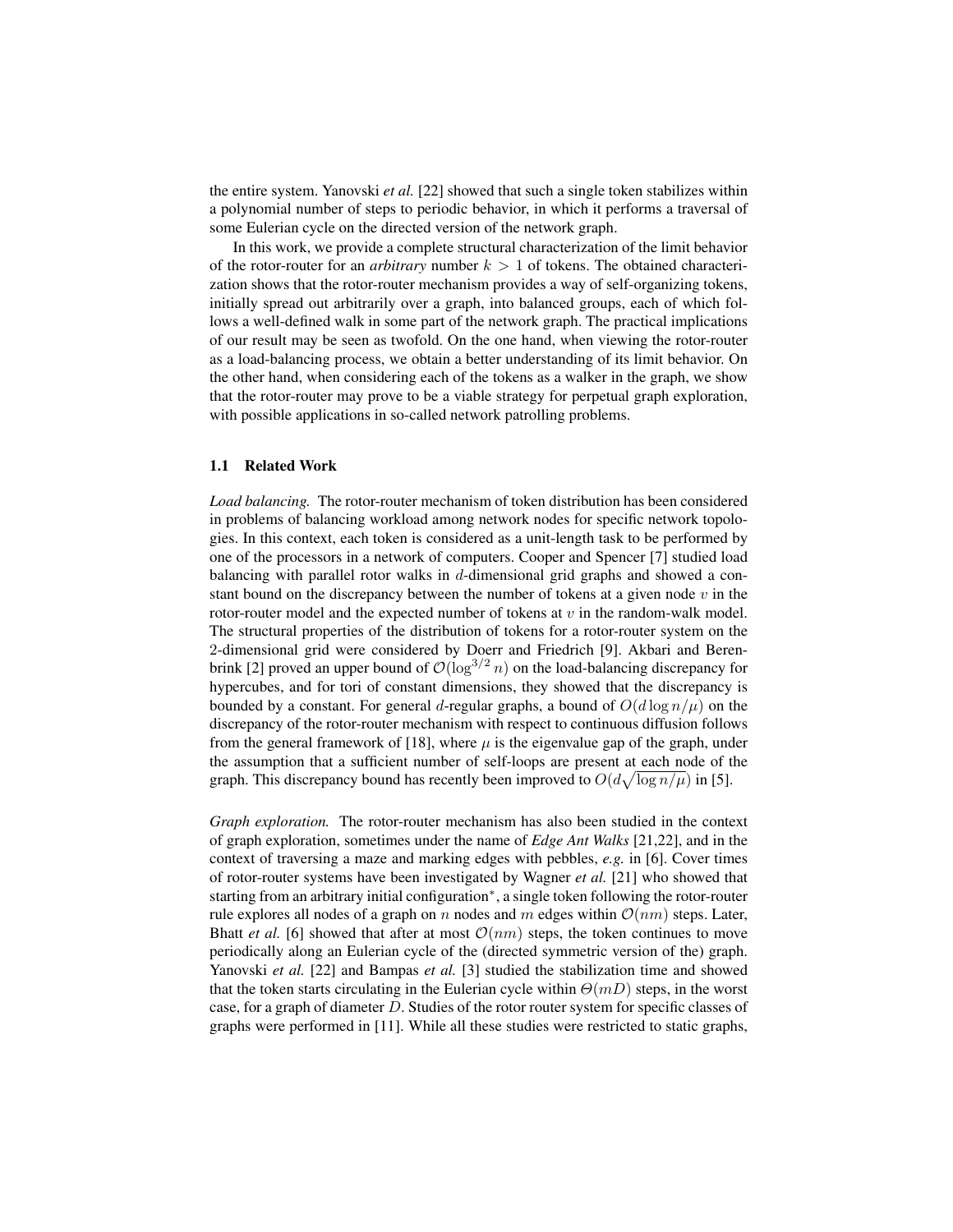the entire system. Yanovski *et al.* [22] showed that such a single token stabilizes within a polynomial number of steps to periodic behavior, in which it performs a traversal of some Eulerian cycle on the directed version of the network graph.

In this work, we provide a complete structural characterization of the limit behavior of the rotor-router for an *arbitrary* number $k > 1$ of tokens. The obtained characterization shows that the rotor-router mechanism provides a way of self-organizing tokens, initially spread out arbitrarily over a graph, into balanced groups, each of which follows a well-defined walk in some part of the network graph. The practical implications of our result may be seen as twofold. On the one hand, when viewing the rotor-router as a load-balancing process, we obtain a better understanding of its limit behavior. On the other hand, when considering each of the tokens as a walker in the graph, we show that the rotor-router may prove to be a viable strategy for perpetual graph exploration, with possible applications in so-called network patrolling problems.

### 1.1 Related Work

*Load balancing.* The rotor-router mechanism of token distribution has been considered in problems of balancing workload among network nodes for specific network topologies. In this context, each token is considered as a unit-length task to be performed by one of the processors in a network of computers. Cooper and Spencer [7] studied load balancing with parallel rotor walks in $d$-dimensional grid graphs and showed a constant bound on the discrepancy between the number of tokens at a given node $v$ in the rotor-router model and the expected number of tokens at $v$ in the random-walk model. The structural properties of the distribution of tokens for a rotor-router system on the 2-dimensional grid were considered by Doerr and Friedrich [9]. Akbari and Berenbrink [2] proved an upper bound of $\mathcal{O}(\log^{3/2} n)$ on the load-balancing discrepancy for hypercubes, and for tori of constant dimensions, they showed that the discrepancy is bounded by a constant. For general $d$-regular graphs, a bound of $O(d \log n/\mu)$ on the discrepancy of the rotor-router mechanism with respect to continuous diffusion follows from the general framework of [18], where $\mu$ is the eigenvalue gap of the graph, under the assumption that a sufficient number of self-loops are present at each node of the graph. This discrepancy bound has recently been improved to $O(d\sqrt{\log n/\mu})$ in [5].

*Graph exploration.* The rotor-router mechanism has also been studied in the context of graph exploration, sometimes under the name of *Edge Ant Walks* [21,22], and in the context of traversing a maze and marking edges with pebbles, *e.g.* in [6]. Cover times of rotor-router systems have been investigated by Wagner *et al.* [21] who showed that starting from an arbitrary initial configuration*, a single token following the rotor-router rule explores all nodes of a graph on $n$ nodes and $m$ edges within $\mathcal{O}(nm)$ steps. Later, Bhatt *et al.* [6] showed that after at most $\mathcal{O}(nm)$ steps, the token continues to move periodically along an Eulerian cycle of the (directed symmetric version of the) graph. Yanovski *et al.* [22] and Bampas *et al.* [3] studied the stabilization time and showed that the token starts circulating in the Eulerian cycle within $\Theta(mD)$ steps, in the worst case, for a graph of diameter $D$. Studies of the rotor router system for specific classes of graphs were performed in [11]. While all these studies were restricted to static graphs,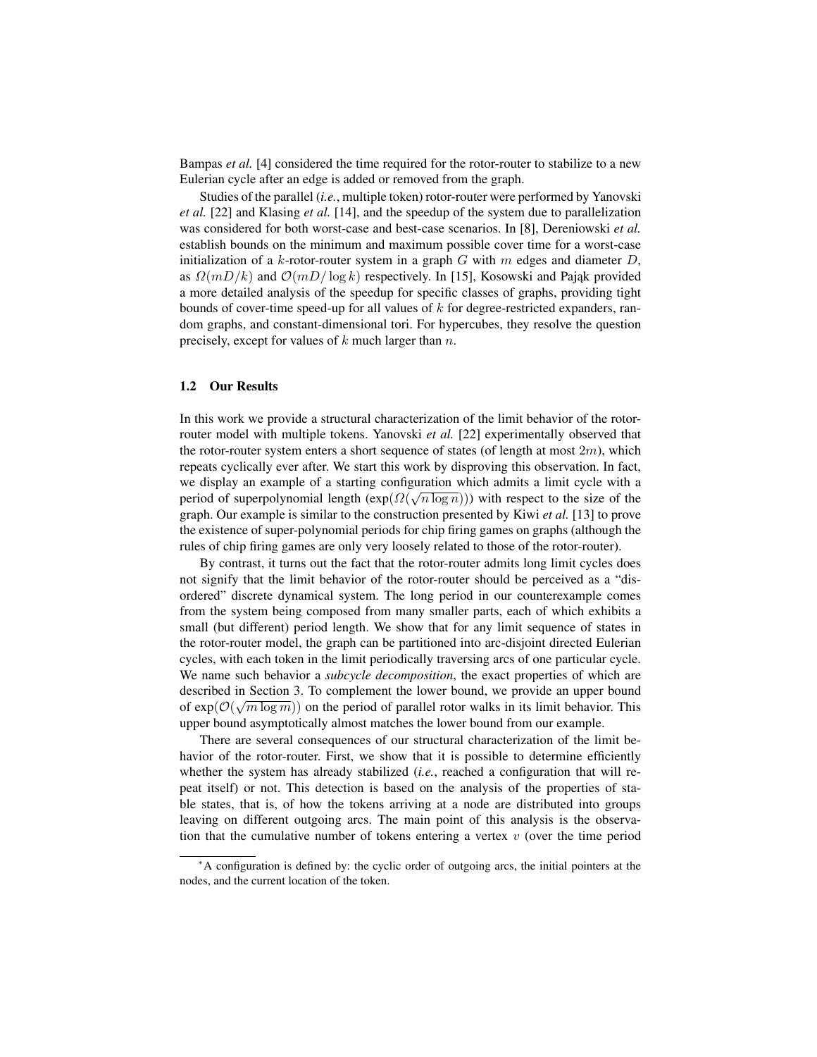Bampas *et al.* [4] considered the time required for the rotor-router to stabilize to a new Eulerian cycle after an edge is added or removed from the graph.

Studies of the parallel (*i.e.*, multiple token) rotor-router were performed by Yanovski *et al.* [22] and Klasing *et al.* [14], and the speedup of the system due to parallelization was considered for both worst-case and best-case scenarios. In [8], Dereniowski *et al.* establish bounds on the minimum and maximum possible cover time for a worst-case initialization of a $k$-rotor-router system in a graph $G$ with $m$ edges and diameter $D$, as $\Omega(mD/k)$ and $\mathcal{O}(mD/\log k)$ respectively. In [15], Kosowski and Pająk provided a more detailed analysis of the speedup for specific classes of graphs, providing tight bounds of cover-time speed-up for all values of $k$ for degree-restricted expanders, random graphs, and constant-dimensional tori. For hypercubes, they resolve the question precisely, except for values of $k$ much larger than $n$.

### 1.2 Our Results

In this work we provide a structural characterization of the limit behavior of the rotor-router model with multiple tokens. Yanovski *et al.* [22] experimentally observed that the rotor-router system enters a short sequence of states (of length at most $2m$), which repeats cyclically ever after. We start this work by disproving this observation. In fact, we display an example of a starting configuration which admits a limit cycle with a period of superpolynomial length ($\exp(\Omega(\sqrt{n \log n}))$) with respect to the size of the graph. Our example is similar to the construction presented by Kiwi *et al.* [13] to prove the existence of super-polynomial periods for chip firing games on graphs (although the rules of chip firing games are only very loosely related to those of the rotor-router).

By contrast, it turns out the fact that the rotor-router admits long limit cycles does not signify that the limit behavior of the rotor-router should be perceived as a "disordered" discrete dynamical system. The long period in our counterexample comes from the system being composed from many smaller parts, each of which exhibits a small (but different) period length. We show that for any limit sequence of states in the rotor-router model, the graph can be partitioned into arc-disjoint directed Eulerian cycles, with each token in the limit periodically traversing arcs of one particular cycle. We name such behavior a *subcycle decomposition*, the exact properties of which are described in Section 3. To complement the lower bound, we provide an upper bound of $\exp(\mathcal{O}(\sqrt{m \log m}))$ on the period of parallel rotor walks in its limit behavior. This upper bound asymptotically almost matches the lower bound from our example.

There are several consequences of our structural characterization of the limit behavior of the rotor-router. First, we show that it is possible to determine efficiently whether the system has already stabilized (*i.e.*, reached a configuration that will repeat itself) or not. This detection is based on the analysis of the properties of stable states, that is, of how the tokens arriving at a node are distributed into groups leaving on different outgoing arcs. The main point of this analysis is the observation that the cumulative number of tokens entering a vertex $v$ (over the time period

---

*A configuration is defined by: the cyclic order of outgoing arcs, the initial pointers at the nodes, and the current location of the token.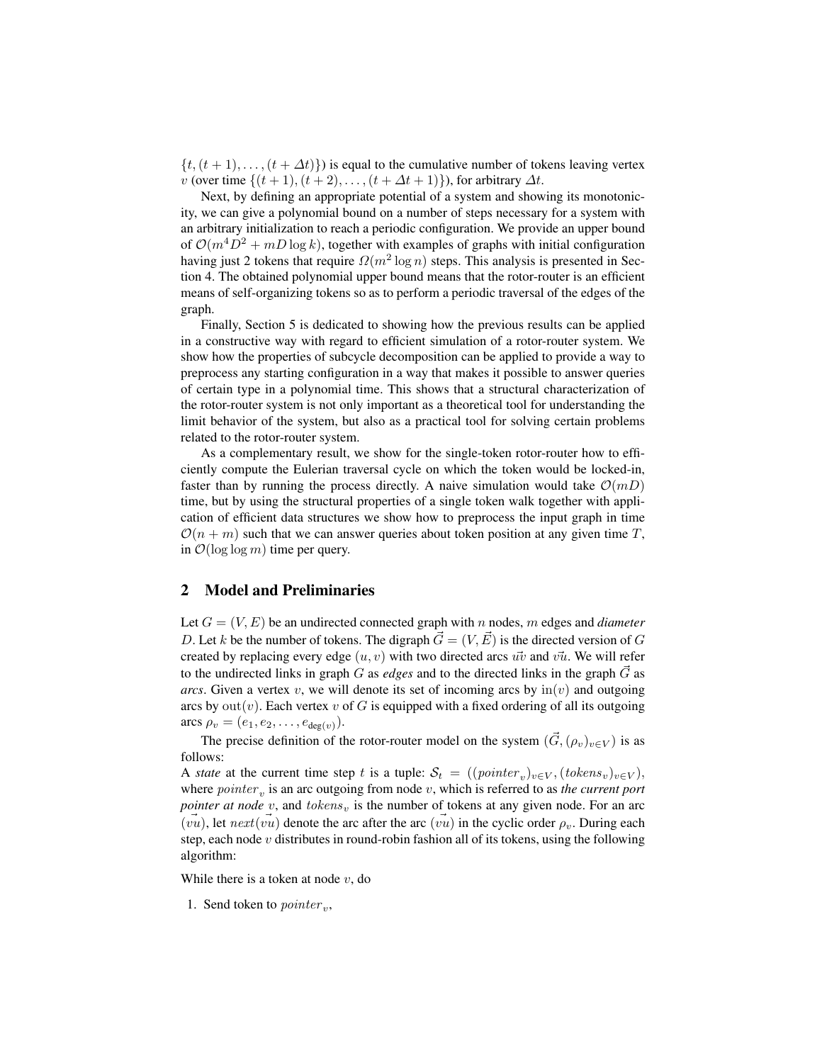$\{t, (t+1), \ldots, (t+\Delta t)\}$) is equal to the cumulative number of tokens leaving vertex $v$ (over time $\{(t+1), (t+2), \ldots, (t+\Delta t+1)\}$), for arbitrary $\Delta t$.

Next, by defining an appropriate potential of a system and showing its monotonicity, we can give a polynomial bound on a number of steps necessary for a system with an arbitrary initialization to reach a periodic configuration. We provide an upper bound of $\mathcal{O}(m^4 D^2 + mD \log k)$, together with examples of graphs with initial configuration having just 2 tokens that require $\Omega(m^2 \log n)$ steps. This analysis is presented in Section 4. The obtained polynomial upper bound means that the rotor-router is an efficient means of self-organizing tokens so as to perform a periodic traversal of the edges of the graph.

Finally, Section 5 is dedicated to showing how the previous results can be applied in a constructive way with regard to efficient simulation of a rotor-router system. We show how the properties of subcycle decomposition can be applied to provide a way to preprocess any starting configuration in a way that makes it possible to answer queries of certain type in a polynomial time. This shows that a structural characterization of the rotor-router system is not only important as a theoretical tool for understanding the limit behavior of the system, but also as a practical tool for solving certain problems related to the rotor-router system.

As a complementary result, we show for the single-token rotor-router how to efficiently compute the Eulerian traversal cycle on which the token would be locked-in, faster than by running the process directly. A naive simulation would take $\mathcal{O}(mD)$ time, but by using the structural properties of a single token walk together with application of efficient data structures we show how to preprocess the input graph in time $\mathcal{O}(n+m)$ such that we can answer queries about token position at any given time $T$, in $\mathcal{O}(\log \log m)$ time per query.

## 2 Model and Preliminaries

Let $G = (V, E)$ be an undirected connected graph with $n$ nodes, $m$ edges and *diameter* $D$. Let $k$ be the number of tokens. The digraph $\vec{G} = (V, \vec{E})$ is the directed version of $G$ created by replacing every edge $(u, v)$ with two directed arcs $\vec{uv}$ and $\vec{vu}$. We will refer to the undirected links in graph $G$ as *edges* and to the directed links in the graph $\vec{G}$ as *arcs*. Given a vertex $v$, we will denote its set of incoming arcs by $\mathrm{in}(v)$ and outgoing arcs by $\mathrm{out}(v)$. Each vertex $v$ of $G$ is equipped with a fixed ordering of all its outgoing arcs $\rho_v = (e_1, e_2, \ldots, e_{\deg(v)})$.

The precise definition of the rotor-router model on the system $(\vec{G}, (\rho_v)_{v \in V})$ is as follows:

A *state* at the current time step $t$ is a tuple: $\mathcal{S}_t = ((pointer_v)_{v \in V}, (tokens_v)_{v \in V})$, where $pointer_v$ is an arc outgoing from node $v$, which is referred to as *the current port pointer at node* $v$, and $tokens_v$ is the number of tokens at any given node. For an arc $(\vec{vu})$, let $next(\vec{vu})$ denote the arc after the arc $(\vec{vu})$ in the cyclic order $\rho_v$. During each step, each node $v$ distributes in round-robin fashion all of its tokens, using the following algorithm:

While there is a token at node $v$, do

1. Send token to $pointer_v$,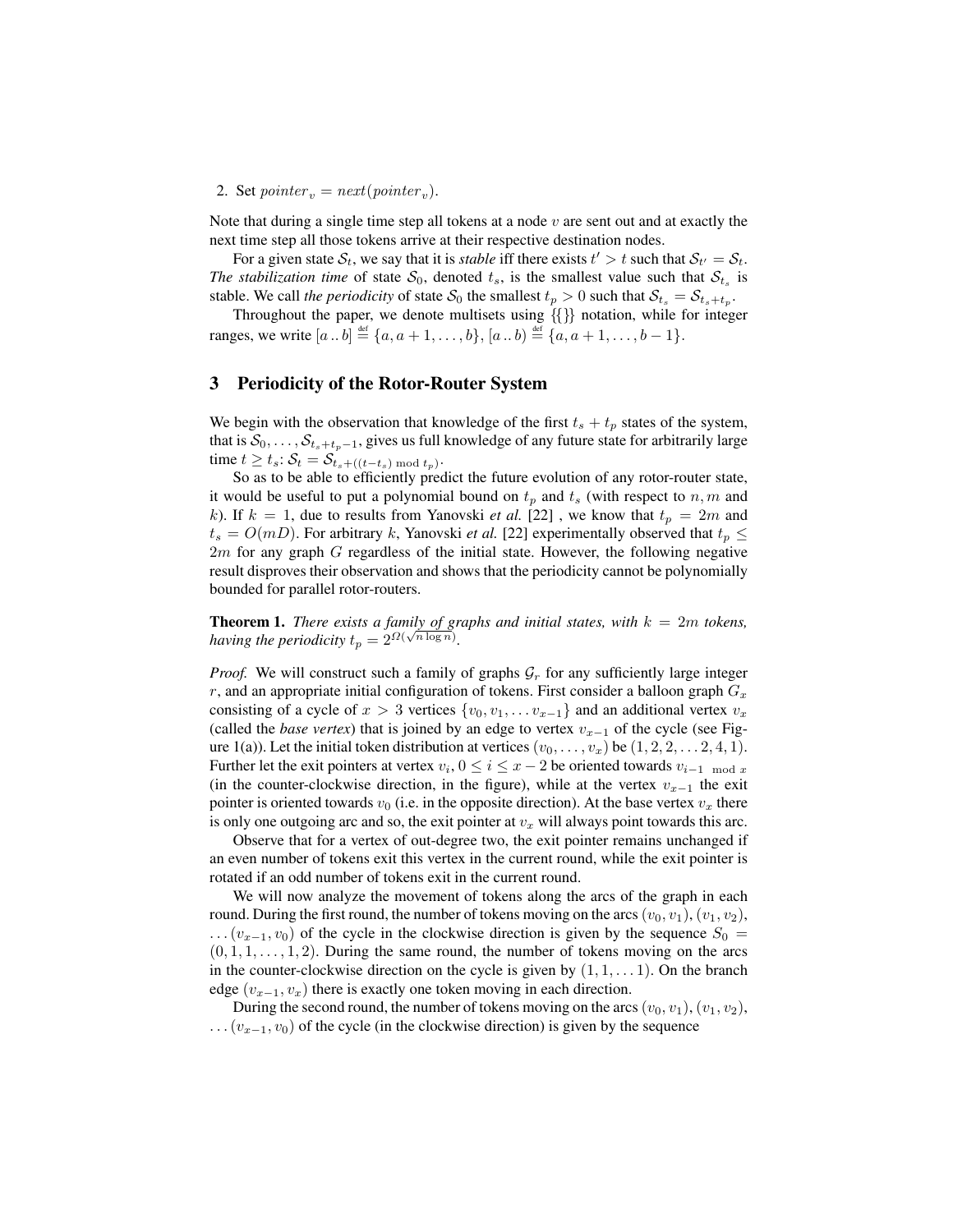2. Set $pointer_v = next(pointer_v)$.

Note that during a single time step all tokens at a node $v$ are sent out and at exactly the next time step all those tokens arrive at their respective destination nodes.

For a given state $\mathcal{S}_t$, we say that it is *stable* iff there exists $t' > t$ such that $\mathcal{S}_{t'} = \mathcal{S}_t$. *The stabilization time* of state $\mathcal{S}_0$, denoted $t_s$, is the smallest value such that $\mathcal{S}_{t_s}$ is stable. We call *the periodicity* of state $\mathcal{S}_0$ the smallest $t_p > 0$ such that $\mathcal{S}_{t_s} = \mathcal{S}_{t_s+t_p}$.

Throughout the paper, we denote multisets using $\{\{\}\}$ notation, while for integer ranges, we write $[a\,..\,b] \stackrel{\text{def}}{=} \{a, a+1, \ldots, b\}$, $[a\,..\,b) \stackrel{\text{def}}{=} \{a, a+1, \ldots, b-1\}$.

## 3 Periodicity of the Rotor-Router System

We begin with the observation that knowledge of the first $t_s + t_p$ states of the system, that is $\mathcal{S}_0, \ldots, \mathcal{S}_{t_s+t_p-1}$, gives us full knowledge of any future state for arbitrarily large time $t \geq t_s$: $\mathcal{S}_t = \mathcal{S}_{t_s+((t-t_s) \bmod t_p)}$.

So as to be able to efficiently predict the future evolution of any rotor-router state, it would be useful to put a polynomial bound on $t_p$ and $t_s$ (with respect to $n, m$ and $k$). If $k = 1$, due to results from Yanovski *et al.* [22] , we know that $t_p = 2m$ and $t_s = O(mD)$. For arbitrary $k$, Yanovski *et al.* [22] experimentally observed that $t_p \leq 2m$ for any graph $G$ regardless of the initial state. However, the following negative result disproves their observation and shows that the periodicity cannot be polynomially bounded for parallel rotor-routers.

**Theorem 1.** *There exists a family of graphs and initial states, with $k = 2m$ tokens, having the periodicity $t_p = 2^{\Omega(\sqrt{n \log n})}$.*

*Proof.* We will construct such a family of graphs $\mathcal{G}_r$ for any sufficiently large integer $r$, and an appropriate initial configuration of tokens. First consider a balloon graph $G_x$ consisting of a cycle of $x > 3$ vertices $\{v_0, v_1, \ldots v_{x-1}\}$ and an additional vertex $v_x$ (called the *base vertex*) that is joined by an edge to vertex $v_{x-1}$ of the cycle (see Figure 1(a)). Let the initial token distribution at vertices $(v_0, \ldots, v_x)$ be $(1, 2, 2, \ldots 2, 4, 1)$. Further let the exit pointers at vertex $v_i, 0 \leq i \leq x-2$ be oriented towards $v_{i-1 \bmod x}$ (in the counter-clockwise direction, in the figure), while at the vertex $v_{x-1}$ the exit pointer is oriented towards $v_0$ (i.e. in the opposite direction). At the base vertex $v_x$ there is only one outgoing arc and so, the exit pointer at $v_x$ will always point towards this arc.

Observe that for a vertex of out-degree two, the exit pointer remains unchanged if an even number of tokens exit this vertex in the current round, while the exit pointer is rotated if an odd number of tokens exit in the current round.

We will now analyze the movement of tokens along the arcs of the graph in each round. During the first round, the number of tokens moving on the arcs $(v_0, v_1)$, $(v_1, v_2)$, $\ldots (v_{x-1}, v_0)$ of the cycle in the clockwise direction is given by the sequence $S_0 = (0, 1, 1, \ldots, 1, 2)$. During the same round, the number of tokens moving on the arcs in the counter-clockwise direction on the cycle is given by $(1, 1, \ldots 1)$. On the branch edge $(v_{x-1}, v_x)$ there is exactly one token moving in each direction.

During the second round, the number of tokens moving on the arcs $(v_0, v_1)$, $(v_1, v_2)$, $\ldots (v_{x-1}, v_0)$ of the cycle (in the clockwise direction) is given by the sequence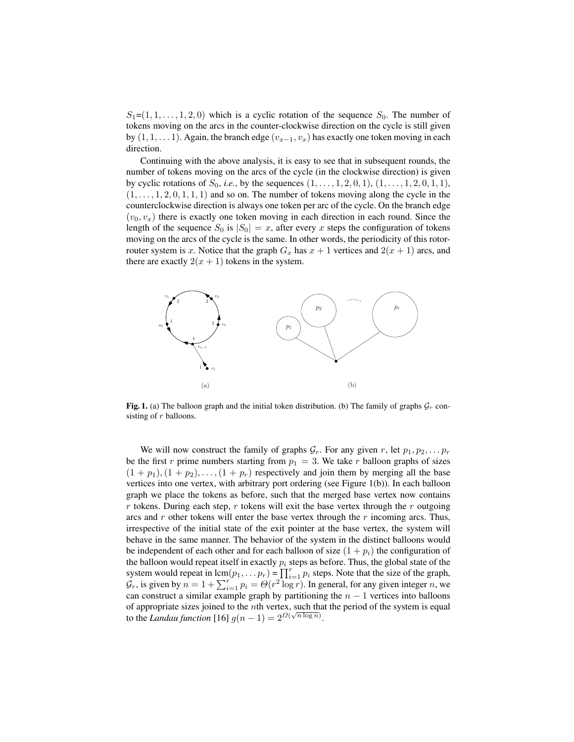$S_1$=$(1, 1, \ldots, 1, 2, 0)$ which is a cyclic rotation of the sequence $S_0$. The number of tokens moving on the arcs in the counter-clockwise direction on the cycle is still given by $(1, 1, \ldots 1)$. Again, the branch edge $(v_{x-1}, v_x)$ has exactly one token moving in each direction.

Continuing with the above analysis, it is easy to see that in subsequent rounds, the number of tokens moving on the arcs of the cycle (in the clockwise direction) is given by cyclic rotations of $S_0$, *i.e.*, by the sequences $(1, \ldots, 1, 2, 0, 1)$, $(1, \ldots, 1, 2, 0, 1, 1)$, $(1, \ldots, 1, 2, 0, 1, 1, 1)$ and so on. The number of tokens moving along the cycle in the counterclockwise direction is always one token per arc of the cycle. On the branch edge $(v_0, v_x)$ there is exactly one token moving in each direction in each round. Since the length of the sequence $S_0$ is $|S_0| = x$, after every $x$ steps the configuration of tokens moving on the arcs of the cycle is the same. In other words, the periodicity of this rotor-router system is $x$. Notice that the graph $G_x$ has $x + 1$ vertices and $2(x + 1)$ arcs, and there are exactly $2(x + 1)$ tokens in the system.

**Fig. 1.** (a) The balloon graph and the initial token distribution. (b) The family of graphs $\mathcal{G}_r$ consisting of $r$ balloons.

We will now construct the family of graphs $\mathcal{G}_r$. For any given $r$, let $p_1, p_2, \ldots p_r$ be the first $r$ prime numbers starting from $p_1 = 3$. We take $r$ balloon graphs of sizes $(1 + p_1), (1 + p_2), \ldots, (1 + p_r)$ respectively and join them by merging all the base vertices into one vertex, with arbitrary port ordering (see Figure 1(b)). In each balloon graph we place the tokens as before, such that the merged base vertex now contains $r$ tokens. During each step, $r$ tokens will exit the base vertex through the $r$ outgoing arcs and $r$ other tokens will enter the base vertex through the $r$ incoming arcs. Thus, irrespective of the initial state of the exit pointer at the base vertex, the system will behave in the same manner. The behavior of the system in the distinct balloons would be independent of each other and for each balloon of size $(1 + p_i)$ the configuration of the balloon would repeat itself in exactly $p_i$ steps as before. Thus, the global state of the system would repeat in $\text{lcm}(p_1, \ldots p_r) = \prod_{i=1}^{r} p_i$ steps. Note that the size of the graph, $\mathcal{G}_r$, is given by $n = 1 + \sum_{i=1}^{r} p_i = \Theta(r^2 \log r)$. In general, for any given integer $n$, we can construct a similar example graph by partitioning the $n - 1$ vertices into balloons of appropriate sizes joined to the $n$th vertex, such that the period of the system is equal to the *Landau function* [16] $g(n - 1) = 2^{\Omega(\sqrt{n \log n})}$.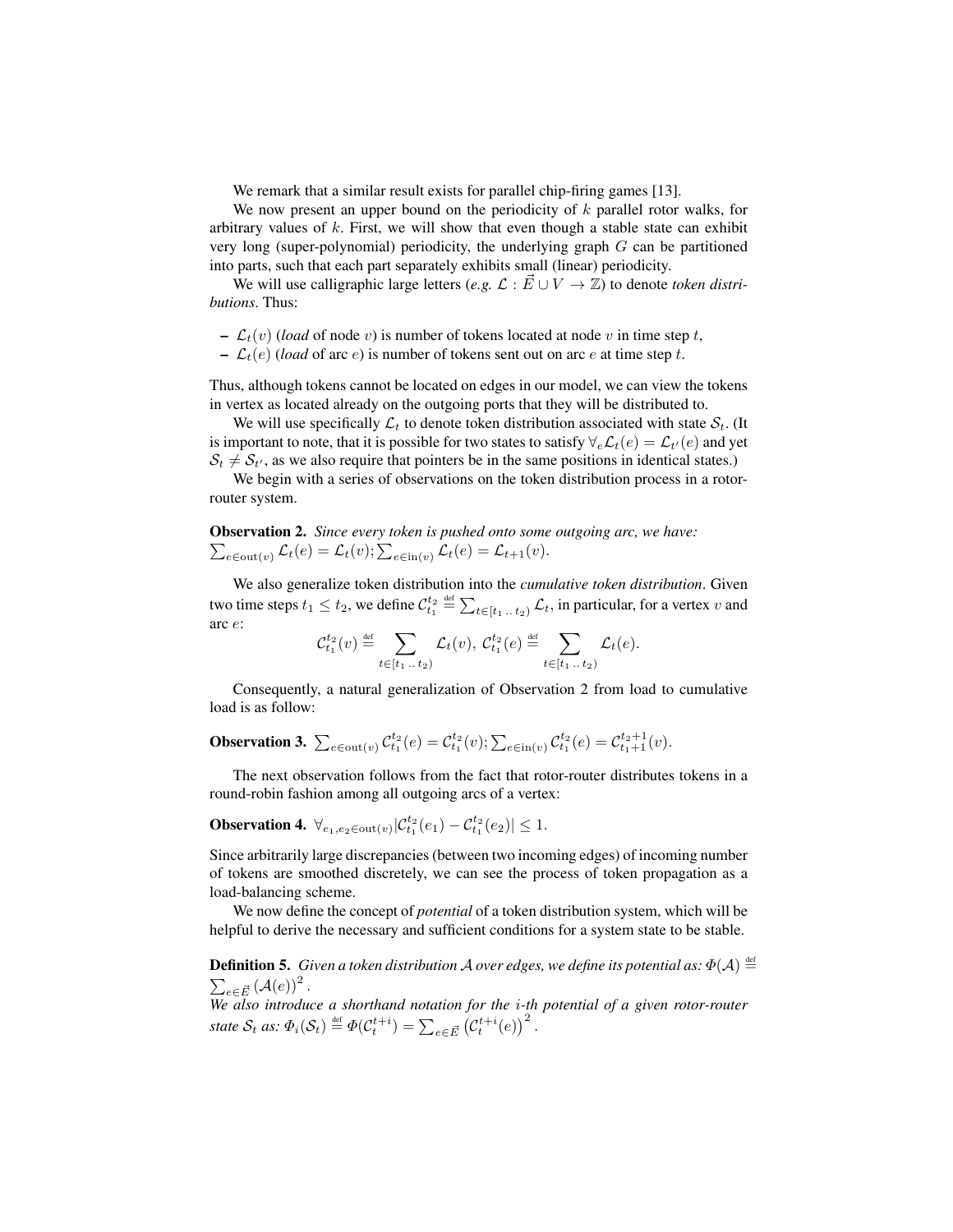We remark that a similar result exists for parallel chip-firing games [13].

We now present an upper bound on the periodicity of $k$ parallel rotor walks, for arbitrary values of $k$. First, we will show that even though a stable state can exhibit very long (super-polynomial) periodicity, the underlying graph $G$ can be partitioned into parts, such that each part separately exhibits small (linear) periodicity.

We will use calligraphic large letters (*e.g.* $\mathcal{L} : \vec{E} \cup V \to \mathbb{Z}$) to denote *token distributions*. Thus:

- $\mathcal{L}_t(v)$ (*load* of node $v$) is number of tokens located at node $v$ in time step $t$,
- $\mathcal{L}_t(e)$ (*load* of arc $e$) is number of tokens sent out on arc $e$ at time step $t$.

Thus, although tokens cannot be located on edges in our model, we can view the tokens in vertex as located already on the outgoing ports that they will be distributed to.

We will use specifically $\mathcal{L}_t$ to denote token distribution associated with state $\mathcal{S}_t$. (It is important to note, that it is possible for two states to satisfy $\forall_e \mathcal{L}_t(e) = \mathcal{L}_{t'}(e)$ and yet $\mathcal{S}_t \neq \mathcal{S}_{t'}$, as we also require that pointers be in the same positions in identical states.)

We begin with a series of observations on the token distribution process in a rotor-router system.

**Observation 2.** *Since every token is pushed onto some outgoing arc, we have:* $\sum_{e \in \mathrm{out}(v)} \mathcal{L}_t(e) = \mathcal{L}_t(v); \sum_{e \in \mathrm{in}(v)} \mathcal{L}_t(e) = \mathcal{L}_{t+1}(v)$.

We also generalize token distribution into the *cumulative token distribution*. Given two time steps $t_1 \le t_2$, we define $\mathcal{C}_{t_1}^{t_2} \stackrel{\text{def}}{=} \sum_{t \in [t_1 \,..\, t_2)} \mathcal{L}_t$, in particular, for a vertex $v$ and arc $e$:

$$\mathcal{C}_{t_1}^{t_2}(v) \stackrel{\text{def}}{=} \sum_{t \in [t_1 \,..\, t_2)} \mathcal{L}_t(v),\ \mathcal{C}_{t_1}^{t_2}(e) \stackrel{\text{def}}{=} \sum_{t \in [t_1 \,..\, t_2)} \mathcal{L}_t(e).$$

Consequently, a natural generalization of Observation 2 from load to cumulative load is as follow:

**Observation 3.** $\sum_{e \in \mathrm{out}(v)} \mathcal{C}_{t_1}^{t_2}(e) = \mathcal{C}_{t_1}^{t_2}(v); \sum_{e \in \mathrm{in}(v)} \mathcal{C}_{t_1}^{t_2}(e) = \mathcal{C}_{t_1+1}^{t_2+1}(v)$.

The next observation follows from the fact that rotor-router distributes tokens in a round-robin fashion among all outgoing arcs of a vertex:

**Observation 4.** $\forall_{e_1, e_2 \in \mathrm{out}(v)} |\mathcal{C}_{t_1}^{t_2}(e_1) - \mathcal{C}_{t_1}^{t_2}(e_2)| \le 1$.

Since arbitrarily large discrepancies (between two incoming edges) of incoming number of tokens are smoothed discretely, we can see the process of token propagation as a load-balancing scheme.

We now define the concept of *potential* of a token distribution system, which will be helpful to derive the necessary and sufficient conditions for a system state to be stable.

**Definition 5.** *Given a token distribution $\mathcal{A}$ over edges, we define its potential as:* $\Phi(\mathcal{A}) \stackrel{\text{def}}{=} \sum_{e \in \vec{E}} \left(\mathcal{A}(e)\right)^2$.
*We also introduce a shorthand notation for the $i$-th potential of a given rotor-router state $\mathcal{S}_t$ as:* $\Phi_i(\mathcal{S}_t) \stackrel{\text{def}}{=} \Phi(\mathcal{C}_t^{t+i}) = \sum_{e \in \vec{E}} \left(\mathcal{C}_t^{t+i}(e)\right)^2$.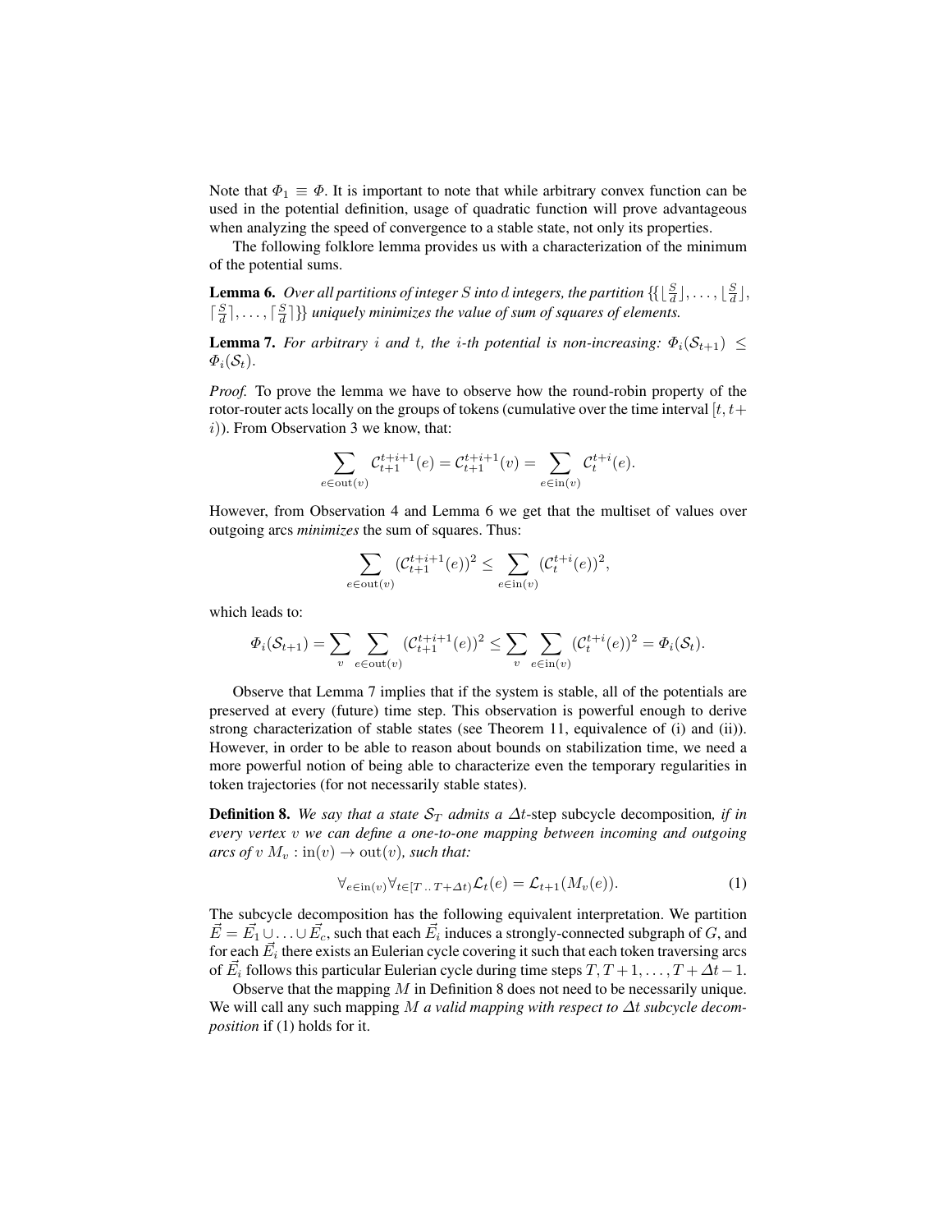Note that $\Phi_1 \equiv \Phi$. It is important to note that while arbitrary convex function can be used in the potential definition, usage of quadratic function will prove advantageous when analyzing the speed of convergence to a stable state, not only its properties.

The following folklore lemma provides us with a characterization of the minimum of the potential sums.

**Lemma 6.** *Over all partitions of integer $S$ into $d$ integers, the partition $\{\{\lfloor \frac{S}{d} \rfloor, \ldots, \lfloor \frac{S}{d} \rfloor, \lceil \frac{S}{d} \rceil, \ldots, \lceil \frac{S}{d} \rceil\}\}$ uniquely minimizes the value of sum of squares of elements.*

**Lemma 7.** *For arbitrary $i$ and $t$, the $i$-th potential is non-increasing: $\Phi_i(\mathcal{S}_{t+1}) \leq \Phi_i(\mathcal{S}_t)$.*

*Proof.* To prove the lemma we have to observe how the round-robin property of the rotor-router acts locally on the groups of tokens (cumulative over the time interval $[t, t+i)$). From Observation 3 we know, that:

$$\sum_{e \in \text{out}(v)} \mathcal{C}_{t+1}^{t+i+1}(e) = \mathcal{C}_{t+1}^{t+i+1}(v) = \sum_{e \in \text{in}(v)} \mathcal{C}_t^{t+i}(e).$$

However, from Observation 4 and Lemma 6 we get that the multiset of values over outgoing arcs *minimizes* the sum of squares. Thus:

$$\sum_{e \in \text{out}(v)} (\mathcal{C}_{t+1}^{t+i+1}(e))^2 \leq \sum_{e \in \text{in}(v)} (\mathcal{C}_t^{t+i}(e))^2,$$

which leads to:

$$\Phi_i(\mathcal{S}_{t+1}) = \sum_v \sum_{e \in \text{out}(v)} (\mathcal{C}_{t+1}^{t+i+1}(e))^2 \leq \sum_v \sum_{e \in \text{in}(v)} (\mathcal{C}_t^{t+i}(e))^2 = \Phi_i(\mathcal{S}_t).$$

Observe that Lemma 7 implies that if the system is stable, all of the potentials are preserved at every (future) time step. This observation is powerful enough to derive strong characterization of stable states (see Theorem 11, equivalence of (i) and (ii)). However, in order to be able to reason about bounds on stabilization time, we need a more powerful notion of being able to characterize even the temporary regularities in token trajectories (for not necessarily stable states).

**Definition 8.** *We say that a state $\mathcal{S}_T$ admits a $\Delta t$-step* subcycle decomposition*, if in every vertex $v$ we can define a one-to-one mapping between incoming and outgoing arcs of $v$ $M_v : \text{in}(v) \to \text{out}(v)$, such that:*

$$\forall_{e \in \text{in}(v)} \forall_{t \in [T\, ..\, T+\Delta t)} \mathcal{L}_t(e) = \mathcal{L}_{t+1}(M_v(e)). \tag{1}$$

The subcycle decomposition has the following equivalent interpretation. We partition $\vec{E} = \vec{E_1} \cup \ldots \cup \vec{E_c}$, such that each $\vec{E_i}$ induces a strongly-connected subgraph of $G$, and for each $\vec{E_i}$ there exists an Eulerian cycle covering it such that each token traversing arcs of $\vec{E_i}$ follows this particular Eulerian cycle during time steps $T, T+1, \ldots, T+\Delta t - 1$.

Observe that the mapping $M$ in Definition 8 does not need to be necessarily unique. We will call any such mapping $M$ *a valid mapping with respect to $\Delta t$ subcycle decomposition* if (1) holds for it.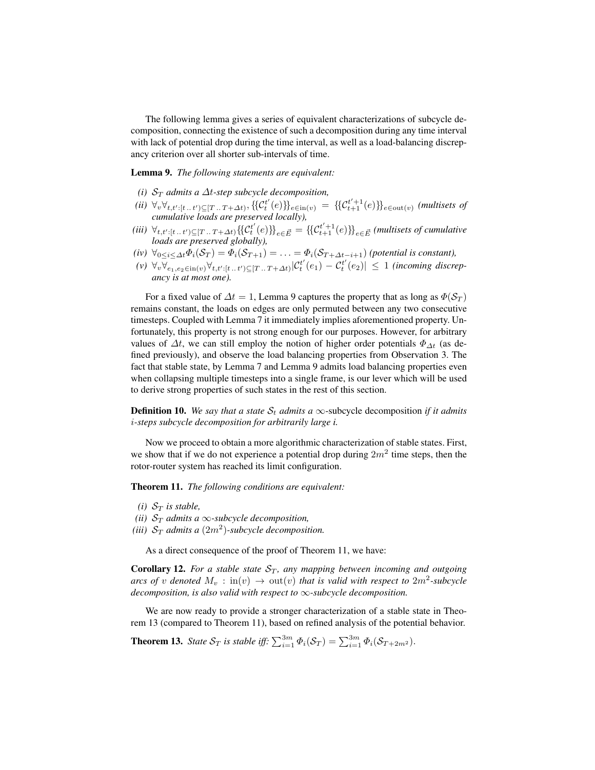The following lemma gives a series of equivalent characterizations of subcycle decomposition, connecting the existence of such a decomposition during any time interval with lack of potential drop during the time interval, as well as a load-balancing discrepancy criterion over all shorter sub-intervals of time.

**Lemma 9.** *The following statements are equivalent:*

*(i)* $\mathcal{S}_T$ *admits a* $\Delta t$*-step subcycle decomposition,*

*(ii)* $\forall_v \forall_{t,t':[t\,..\,t')\subseteq[T\,..\,T+\Delta t)}, \{\{\mathcal{C}_t^{t'}(e)\}\}_{e\in \mathrm{in}(v)} = \{\{\mathcal{C}_{t+1}^{t'+1}(e)\}\}_{e\in \mathrm{out}(v)}$ *(multisets of cumulative loads are preserved locally),*

*(iii)* $\forall_{t,t':[t\,..\,t')\subseteq[T\,..\,T+\Delta t)} \{\{\mathcal{C}_t^{t'}(e)\}\}_{e\in \vec{E}} = \{\{\mathcal{C}_{t+1}^{t'+1}(e)\}\}_{e\in \vec{E}}$ *(multisets of cumulative loads are preserved globally),*

*(iv)* $\forall_{0\le i\le \Delta t} \Phi_i(\mathcal{S}_T) = \Phi_i(\mathcal{S}_{T+1}) = \ldots = \Phi_i(\mathcal{S}_{T+\Delta t-i+1})$ *(potential is constant),*

*(v)* $\forall_v \forall_{e_1,e_2\in \mathrm{in}(v)} \forall_{t,t':[t\,..\,t')\subseteq[T\,..\,T+\Delta t)} |\mathcal{C}_t^{t'}(e_1) - \mathcal{C}_t^{t'}(e_2)| \le 1$ *(incoming discrepancy is at most one).*

For a fixed value of $\Delta t = 1$, Lemma 9 captures the property that as long as $\Phi(\mathcal{S}_T)$ remains constant, the loads on edges are only permuted between any two consecutive timesteps. Coupled with Lemma 7 it immediately implies aforementioned property. Unfortunately, this property is not strong enough for our purposes. However, for arbitrary values of $\Delta t$, we can still employ the notion of higher order potentials $\Phi_{\Delta t}$ (as defined previously), and observe the load balancing properties from Observation 3. The fact that stable state, by Lemma 7 and Lemma 9 admits load balancing properties even when collapsing multiple timesteps into a single frame, is our lever which will be used to derive strong properties of such states in the rest of this section.

**Definition 10.** *We say that a state* $\mathcal{S}_t$ *admits a* $\infty$-subcycle decomposition *if it admits* $i$*-steps subcycle decomposition for arbitrarily large* $i$*.*

Now we proceed to obtain a more algorithmic characterization of stable states. First, we show that if we do not experience a potential drop during $2m^2$ time steps, then the rotor-router system has reached its limit configuration.

**Theorem 11.** *The following conditions are equivalent:*

*(i)* $\mathcal{S}_T$ *is stable,*

*(ii)* $\mathcal{S}_T$ *admits a* $\infty$*-subcycle decomposition,*

*(iii)* $\mathcal{S}_T$ *admits a* $(2m^2)$*-subcycle decomposition.*

As a direct consequence of the proof of Theorem 11, we have:

**Corollary 12.** *For a stable state* $\mathcal{S}_T$*, any mapping between incoming and outgoing arcs of* $v$ *denoted* $M_v : \mathrm{in}(v) \to \mathrm{out}(v)$ *that is valid with respect to* $2m^2$*-subcycle decomposition, is also valid with respect to* $\infty$*-subcycle decomposition.*

We are now ready to provide a stronger characterization of a stable state in Theorem 13 (compared to Theorem 11), based on refined analysis of the potential behavior.

**Theorem 13.** *State* $\mathcal{S}_T$ *is stable iff:* $\sum_{i=1}^{3m} \Phi_i(\mathcal{S}_T) = \sum_{i=1}^{3m} \Phi_i(\mathcal{S}_{T+2m^2})$.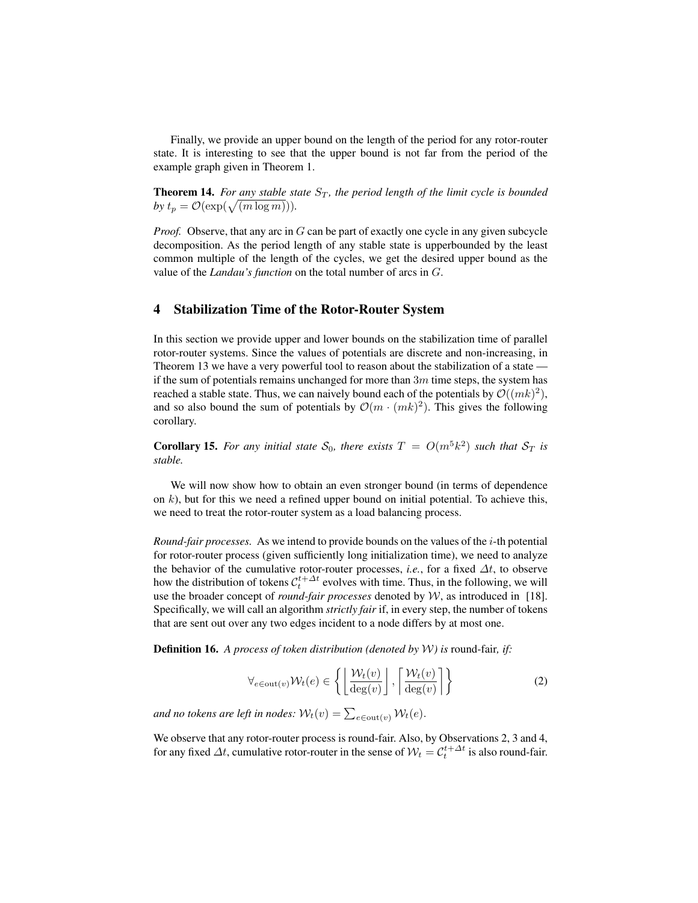Finally, we provide an upper bound on the length of the period for any rotor-router state. It is interesting to see that the upper bound is not far from the period of the example graph given in Theorem 1.

**Theorem 14.** *For any stable state $S_T$, the period length of the limit cycle is bounded by $t_p = \mathcal{O}(\exp(\sqrt{(m \log m)}))$.*

*Proof.* Observe, that any arc in $G$ can be part of exactly one cycle in any given subcycle decomposition. As the period length of any stable state is upperbounded by the least common multiple of the length of the cycles, we get the desired upper bound as the value of the *Landau's function* on the total number of arcs in $G$.

## 4 Stabilization Time of the Rotor-Router System

In this section we provide upper and lower bounds on the stabilization time of parallel rotor-router systems. Since the values of potentials are discrete and non-increasing, in Theorem 13 we have a very powerful tool to reason about the stabilization of a state — if the sum of potentials remains unchanged for more than $3m$ time steps, the system has reached a stable state. Thus, we can naively bound each of the potentials by $\mathcal{O}((mk)^2)$, and so also bound the sum of potentials by $\mathcal{O}(m \cdot (mk)^2)$. This gives the following corollary.

**Corollary 15.** *For any initial state $\mathcal{S}_0$, there exists $T = O(m^5 k^2)$ such that $\mathcal{S}_T$ is stable.*

We will now show how to obtain an even stronger bound (in terms of dependence on $k$), but for this we need a refined upper bound on initial potential. To achieve this, we need to treat the rotor-router system as a load balancing process.

*Round-fair processes.* As we intend to provide bounds on the values of the $i$-th potential for rotor-router process (given sufficiently long initialization time), we need to analyze the behavior of the cumulative rotor-router processes, *i.e.*, for a fixed $\Delta t$, to observe how the distribution of tokens $\mathcal{C}_t^{t+\Delta t}$ evolves with time. Thus, in the following, we will use the broader concept of *round-fair processes* denoted by $\mathcal{W}$, as introduced in [18]. Specifically, we will call an algorithm *strictly fair* if, in every step, the number of tokens that are sent out over any two edges incident to a node differs by at most one.

**Definition 16.** *A process of token distribution (denoted by $\mathcal{W}$) is* round-fair*, if:*

$$\forall_{e \in \mathrm{out}(v)} \mathcal{W}_t(e) \in \left\{ \left\lfloor \frac{\mathcal{W}_t(v)}{\deg(v)} \right\rfloor, \left\lceil \frac{\mathcal{W}_t(v)}{\deg(v)} \right\rceil \right\} \tag{2}$$

*and no tokens are left in nodes: $\mathcal{W}_t(v) = \sum_{e \in \mathrm{out}(v)} \mathcal{W}_t(e)$.*

We observe that any rotor-router process is round-fair. Also, by Observations 2, 3 and 4, for any fixed $\Delta t$, cumulative rotor-router in the sense of $\mathcal{W}_t = \mathcal{C}_t^{t+\Delta t}$ is also round-fair.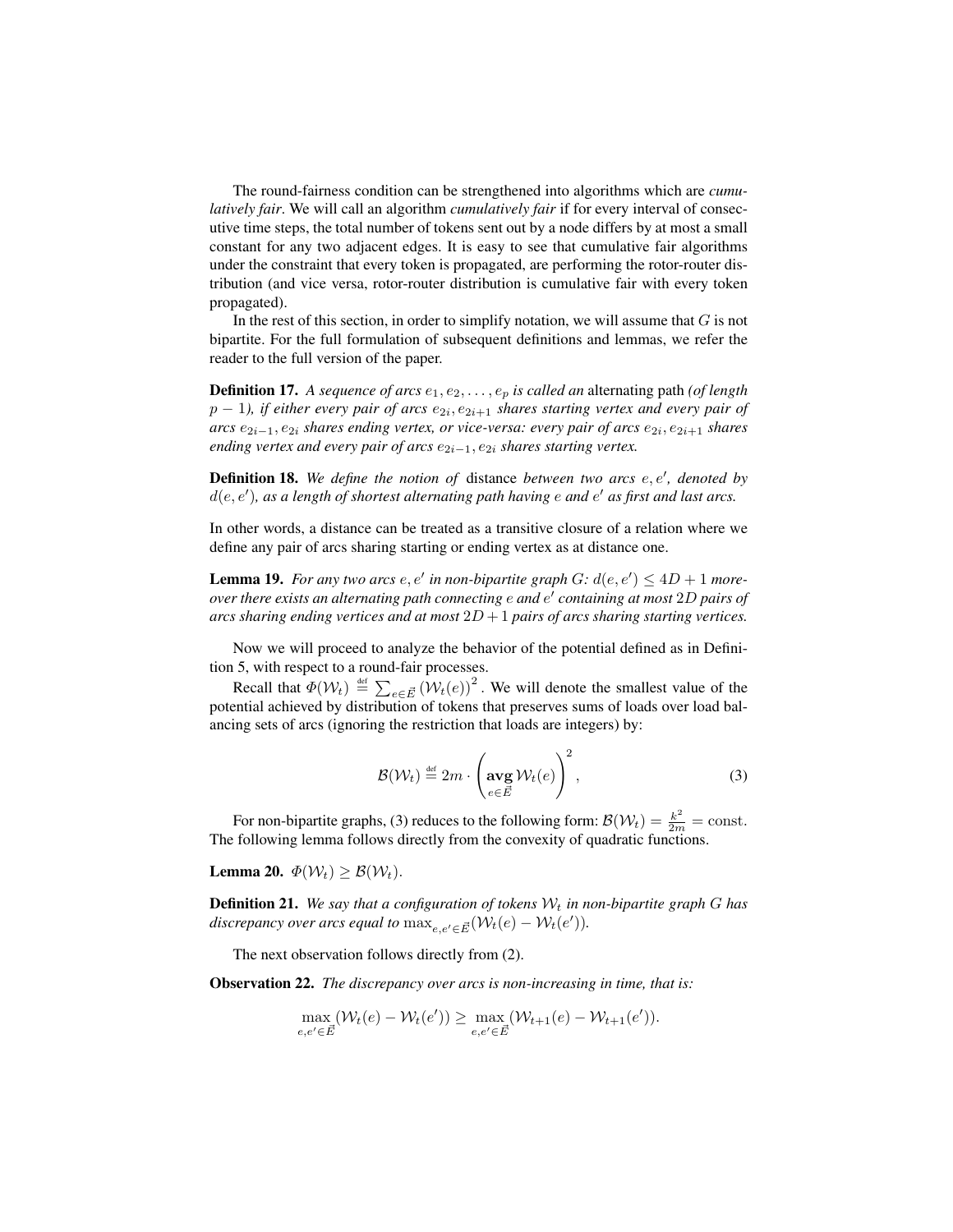The round-fairness condition can be strengthened into algorithms which are *cumulatively fair*. We will call an algorithm *cumulatively fair* if for every interval of consecutive time steps, the total number of tokens sent out by a node differs by at most a small constant for any two adjacent edges. It is easy to see that cumulative fair algorithms under the constraint that every token is propagated, are performing the rotor-router distribution (and vice versa, rotor-router distribution is cumulative fair with every token propagated).

In the rest of this section, in order to simplify notation, we will assume that $G$ is not bipartite. For the full formulation of subsequent definitions and lemmas, we refer the reader to the full version of the paper.

**Definition 17.** *A sequence of arcs $e_1, e_2, \ldots, e_p$ is called an* alternating path *(of length $p-1$), if either every pair of arcs $e_{2i}, e_{2i+1}$ shares starting vertex and every pair of arcs $e_{2i-1}, e_{2i}$ shares ending vertex, or vice-versa: every pair of arcs $e_{2i}, e_{2i+1}$ shares ending vertex and every pair of arcs $e_{2i-1}, e_{2i}$ shares starting vertex.*

**Definition 18.** *We define the notion of* distance *between two arcs $e, e'$, denoted by $d(e, e')$, as a length of shortest alternating path having $e$ and $e'$ as first and last arcs.*

In other words, a distance can be treated as a transitive closure of a relation where we define any pair of arcs sharing starting or ending vertex as at distance one.

**Lemma 19.** *For any two arcs $e, e'$ in non-bipartite graph $G$: $d(e, e') \leq 4D + 1$ moreover there exists an alternating path connecting $e$ and $e'$ containing at most $2D$ pairs of arcs sharing ending vertices and at most $2D + 1$ pairs of arcs sharing starting vertices.*

Now we will proceed to analyze the behavior of the potential defined as in Definition 5, with respect to a round-fair processes.

Recall that $\Phi(\mathcal{W}_t) \stackrel{\text{def}}{=} \sum_{e \in \vec{E}} (\mathcal{W}_t(e))^2$. We will denote the smallest value of the potential achieved by distribution of tokens that preserves sums of loads over load balancing sets of arcs (ignoring the restriction that loads are integers) by:

$$\mathcal{B}(\mathcal{W}_t) \stackrel{\text{def}}{=} 2m \cdot \left( \operatorname*{\mathbf{avg}}_{e \in \vec{E}} \mathcal{W}_t(e) \right)^2, \tag{3}$$

For non-bipartite graphs, (3) reduces to the following form: $\mathcal{B}(\mathcal{W}_t) = \frac{k^2}{2m} = \text{const}$. The following lemma follows directly from the convexity of quadratic functions.

**Lemma 20.** $\Phi(\mathcal{W}_t) \geq \mathcal{B}(\mathcal{W}_t)$.

**Definition 21.** *We say that a configuration of tokens $\mathcal{W}_t$ in non-bipartite graph $G$ has discrepancy over arcs equal to $\max_{e, e' \in \vec{E}} (\mathcal{W}_t(e) - \mathcal{W}_t(e'))$.*

The next observation follows directly from (2).

**Observation 22.** *The discrepancy over arcs is non-increasing in time, that is:*

$$\max_{e, e' \in \vec{E}} (\mathcal{W}_t(e) - \mathcal{W}_t(e')) \geq \max_{e, e' \in \vec{E}} (\mathcal{W}_{t+1}(e) - \mathcal{W}_{t+1}(e')).$$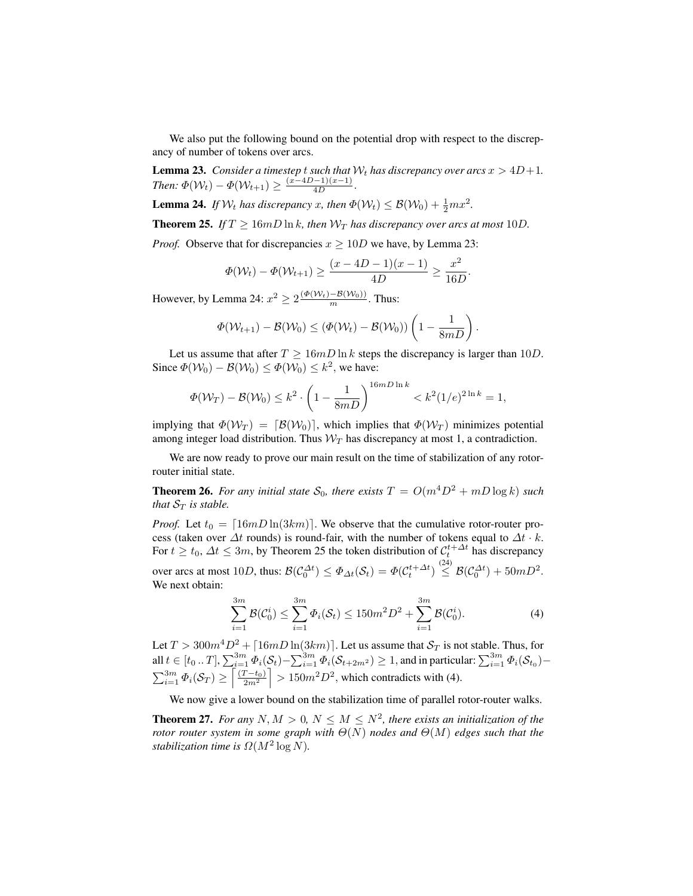We also put the following bound on the potential drop with respect to the discrepancy of number of tokens over arcs.

**Lemma 23.** *Consider a timestep $t$ such that $\mathcal{W}_t$ has discrepancy over arcs $x > 4D+1$. Then: $\Phi(\mathcal{W}_t) - \Phi(\mathcal{W}_{t+1}) \geq \frac{(x-4D-1)(x-1)}{4D}$.*

**Lemma 24.** *If $\mathcal{W}_t$ has discrepancy $x$, then $\Phi(\mathcal{W}_t) \leq \mathcal{B}(\mathcal{W}_0) + \frac{1}{2}mx^2$.*

**Theorem 25.** *If $T \geq 16mD \ln k$, then $\mathcal{W}_T$ has discrepancy over arcs at most $10D$.*

*Proof.* Observe that for discrepancies $x \geq 10D$ we have, by Lemma 23:

$$\Phi(\mathcal{W}_t) - \Phi(\mathcal{W}_{t+1}) \geq \frac{(x-4D-1)(x-1)}{4D} \geq \frac{x^2}{16D}.$$

However, by Lemma 24: $x^2 \geq 2\frac{(\Phi(\mathcal{W}_t) - \mathcal{B}(\mathcal{W}_0))}{m}$. Thus:

$$\Phi(\mathcal{W}_{t+1}) - \mathcal{B}(\mathcal{W}_0) \leq (\Phi(\mathcal{W}_t) - \mathcal{B}(\mathcal{W}_0))\left(1 - \frac{1}{8mD}\right).$$

Let us assume that after $T \geq 16mD \ln k$ steps the discrepancy is larger than $10D$. Since $\Phi(\mathcal{W}_0) - \mathcal{B}(\mathcal{W}_0) \leq \Phi(\mathcal{W}_0) \leq k^2$, we have:

$$\Phi(\mathcal{W}_T) - \mathcal{B}(\mathcal{W}_0) \leq k^2 \cdot \left(1 - \frac{1}{8mD}\right)^{16mD \ln k} < k^2 (1/e)^{2 \ln k} = 1,$$

implying that $\Phi(\mathcal{W}_T) = \lceil \mathcal{B}(\mathcal{W}_0) \rceil$, which implies that $\Phi(\mathcal{W}_T)$ minimizes potential among integer load distribution. Thus $\mathcal{W}_T$ has discrepancy at most 1, a contradiction.

We are now ready to prove our main result on the time of stabilization of any rotor-router initial state.

**Theorem 26.** *For any initial state $\mathcal{S}_0$, there exists $T = O(m^4D^2 + mD \log k)$ such that $\mathcal{S}_T$ is stable.*

*Proof.* Let $t_0 = \lceil 16mD \ln(3km) \rceil$. We observe that the cumulative rotor-router process (taken over $\Delta t$ rounds) is round-fair, with the number of tokens equal to $\Delta t \cdot k$. For $t \geq t_0$, $\Delta t \leq 3m$, by Theorem 25 the token distribution of $\mathcal{C}_t^{t+\Delta t}$ has discrepancy over arcs at most $10D$, thus: $\mathcal{B}(\mathcal{C}_0^{\Delta t}) \leq \Phi_{\Delta t}(\mathcal{S}_t) = \Phi(\mathcal{C}_t^{t+\Delta t}) \overset{(24)}{\leq} \mathcal{B}(\mathcal{C}_0^{\Delta t}) + 50mD^2$. We next obtain:

$$\sum_{i=1}^{3m} \mathcal{B}(\mathcal{C}_0^i) \leq \sum_{i=1}^{3m} \Phi_i(\mathcal{S}_t) \leq 150m^2D^2 + \sum_{i=1}^{3m} \mathcal{B}(\mathcal{C}_0^i). \tag{4}$$

Let $T > 300m^4D^2 + \lceil 16mD \ln(3km) \rceil$. Let us assume that $\mathcal{S}_T$ is not stable. Thus, for all $t \in [t_0 \,..\, T]$, $\sum_{i=1}^{3m} \Phi_i(\mathcal{S}_t) - \sum_{i=1}^{3m} \Phi_i(\mathcal{S}_{t+2m^2}) \geq 1$, and in particular: $\sum_{i=1}^{3m} \Phi_i(\mathcal{S}_{t_0}) - \sum_{i=1}^{3m} \Phi_i(\mathcal{S}_T) \geq \left\lceil \frac{(T-t_0)}{2m^2} \right\rceil > 150m^2D^2$, which contradicts with (4).

We now give a lower bound on the stabilization time of parallel rotor-router walks.

**Theorem 27.** *For any $N, M > 0$, $N \leq M \leq N^2$, there exists an initialization of the rotor router system in some graph with $\Theta(N)$ nodes and $\Theta(M)$ edges such that the stabilization time is $\Omega(M^2 \log N)$.*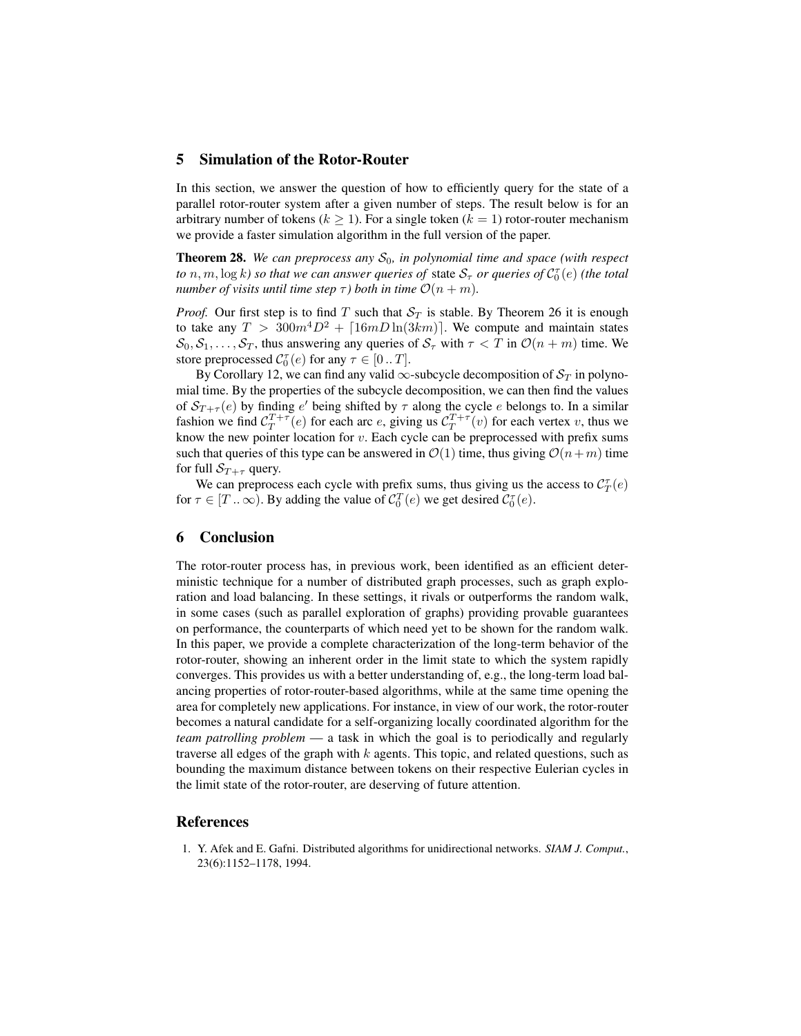## 5 Simulation of the Rotor-Router

In this section, we answer the question of how to efficiently query for the state of a parallel rotor-router system after a given number of steps. The result below is for an arbitrary number of tokens ($k \geq 1$). For a single token ($k = 1$) rotor-router mechanism we provide a faster simulation algorithm in the full version of the paper.

**Theorem 28.** *We can preprocess any $\mathcal{S}_0$, in polynomial time and space (with respect to $n, m, \log k$) so that we can answer queries of* state $\mathcal{S}_\tau$ *or queries of $\mathcal{C}_0^\tau(e)$ (the total number of visits until time step $\tau$) both in time $\mathcal{O}(n + m)$.*

*Proof.* Our first step is to find $T$ such that $\mathcal{S}_T$ is stable. By Theorem 26 it is enough to take any $T > 300m^4D^2 + \lceil 16mD\ln(3km) \rceil$. We compute and maintain states $\mathcal{S}_0, \mathcal{S}_1, \ldots, \mathcal{S}_T$, thus answering any queries of $\mathcal{S}_\tau$ with $\tau < T$ in $\mathcal{O}(n + m)$ time. We store preprocessed $\mathcal{C}_0^\tau(e)$ for any $\tau \in [0 \,..\, T]$.

By Corollary 12, we can find any valid $\infty$-subcycle decomposition of $\mathcal{S}_T$ in polynomial time. By the properties of the subcycle decomposition, we can then find the values of $\mathcal{S}_{T+\tau}(e)$ by finding $e'$ being shifted by $\tau$ along the cycle $e$ belongs to. In a similar fashion we find $\mathcal{C}_T^{T+\tau}(e)$ for each arc $e$, giving us $\mathcal{C}_T^{T+\tau}(v)$ for each vertex $v$, thus we know the new pointer location for $v$. Each cycle can be preprocessed with prefix sums such that queries of this type can be answered in $\mathcal{O}(1)$ time, thus giving $\mathcal{O}(n+m)$ time for full $\mathcal{S}_{T+\tau}$ query.

We can preprocess each cycle with prefix sums, thus giving us the access to $\mathcal{C}_T^\tau(e)$ for $\tau \in [T \,..\, \infty)$. By adding the value of $\mathcal{C}_0^T(e)$ we get desired $\mathcal{C}_0^\tau(e)$.

## 6 Conclusion

The rotor-router process has, in previous work, been identified as an efficient deterministic technique for a number of distributed graph processes, such as graph exploration and load balancing. In these settings, it rivals or outperforms the random walk, in some cases (such as parallel exploration of graphs) providing provable guarantees on performance, the counterparts of which need yet to be shown for the random walk. In this paper, we provide a complete characterization of the long-term behavior of the rotor-router, showing an inherent order in the limit state to which the system rapidly converges. This provides us with a better understanding of, e.g., the long-term load balancing properties of rotor-router-based algorithms, while at the same time opening the area for completely new applications. For instance, in view of our work, the rotor-router becomes a natural candidate for a self-organizing locally coordinated algorithm for the *team patrolling problem* — a task in which the goal is to periodically and regularly traverse all edges of the graph with $k$ agents. This topic, and related questions, such as bounding the maximum distance between tokens on their respective Eulerian cycles in the limit state of the rotor-router, are deserving of future attention.

## References

1. Y. Afek and E. Gafni. Distributed algorithms for unidirectional networks. *SIAM J. Comput.*, 23(6):1152–1178, 1994.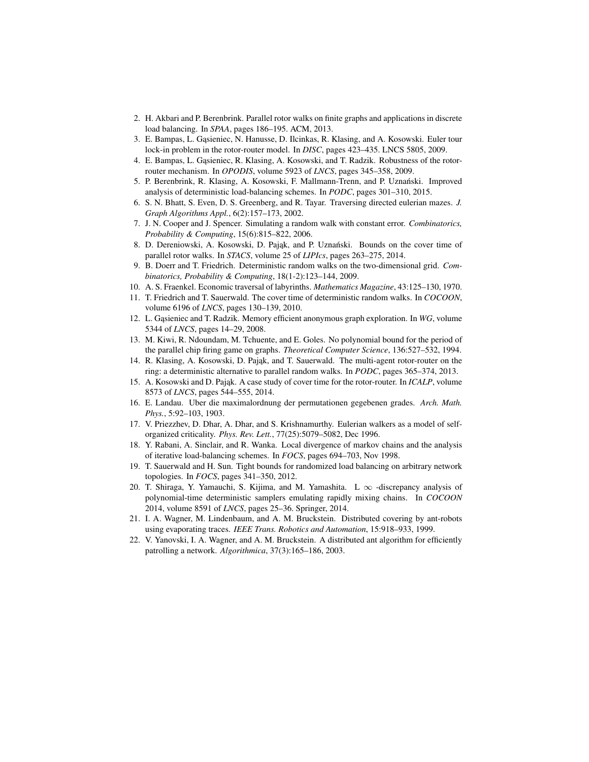2. H. Akbari and P. Berenbrink. Parallel rotor walks on finite graphs and applications in discrete load balancing. In *SPAA*, pages 186–195. ACM, 2013.
3. E. Bampas, L. Gąsieniec, N. Hanusse, D. Ilcinkas, R. Klasing, and A. Kosowski. Euler tour lock-in problem in the rotor-router model. In *DISC*, pages 423–435. LNCS 5805, 2009.
4. E. Bampas, L. Gąsieniec, R. Klasing, A. Kosowski, and T. Radzik. Robustness of the rotor-router mechanism. In *OPODIS*, volume 5923 of *LNCS*, pages 345–358, 2009.
5. P. Berenbrink, R. Klasing, A. Kosowski, F. Mallmann-Trenn, and P. Uznański. Improved analysis of deterministic load-balancing schemes. In *PODC*, pages 301–310, 2015.
6. S. N. Bhatt, S. Even, D. S. Greenberg, and R. Tayar. Traversing directed eulerian mazes. *J. Graph Algorithms Appl.*, 6(2):157–173, 2002.
7. J. N. Cooper and J. Spencer. Simulating a random walk with constant error. *Combinatorics, Probability & Computing*, 15(6):815–822, 2006.
8. D. Dereniowski, A. Kosowski, D. Pająk, and P. Uznański. Bounds on the cover time of parallel rotor walks. In *STACS*, volume 25 of *LIPIcs*, pages 263–275, 2014.
9. B. Doerr and T. Friedrich. Deterministic random walks on the two-dimensional grid. *Combinatorics, Probability & Computing*, 18(1-2):123–144, 2009.
10. A. S. Fraenkel. Economic traversal of labyrinths. *Mathematics Magazine*, 43:125–130, 1970.
11. T. Friedrich and T. Sauerwald. The cover time of deterministic random walks. In *COCOON*, volume 6196 of *LNCS*, pages 130–139, 2010.
12. L. Gąsieniec and T. Radzik. Memory efficient anonymous graph exploration. In *WG*, volume 5344 of *LNCS*, pages 14–29, 2008.
13. M. Kiwi, R. Ndoundam, M. Tchuente, and E. Goles. No polynomial bound for the period of the parallel chip firing game on graphs. *Theoretical Computer Science*, 136:527–532, 1994.
14. R. Klasing, A. Kosowski, D. Pająk, and T. Sauerwald. The multi-agent rotor-router on the ring: a deterministic alternative to parallel random walks. In *PODC*, pages 365–374, 2013.
15. A. Kosowski and D. Pająk. A case study of cover time for the rotor-router. In *ICALP*, volume 8573 of *LNCS*, pages 544–555, 2014.
16. E. Landau. Uber die maximalordnung der permutationen gegebenen grades. *Arch. Math. Phys.*, 5:92–103, 1903.
17. V. Priezzhev, D. Dhar, A. Dhar, and S. Krishnamurthy. Eulerian walkers as a model of self-organized criticality. *Phys. Rev. Lett.*, 77(25):5079–5082, Dec 1996.
18. Y. Rabani, A. Sinclair, and R. Wanka. Local divergence of markov chains and the analysis of iterative load-balancing schemes. In *FOCS*, pages 694–703, Nov 1998.
19. T. Sauerwald and H. Sun. Tight bounds for randomized load balancing on arbitrary network topologies. In *FOCS*, pages 341–350, 2012.
20. T. Shiraga, Y. Yamauchi, S. Kijima, and M. Yamashita. L $\infty$ -discrepancy analysis of polynomial-time deterministic samplers emulating rapidly mixing chains. In *COCOON* 2014, volume 8591 of *LNCS*, pages 25–36. Springer, 2014.
21. I. A. Wagner, M. Lindenbaum, and A. M. Bruckstein. Distributed covering by ant-robots using evaporating traces. *IEEE Trans. Robotics and Automation*, 15:918–933, 1999.
22. V. Yanovski, I. A. Wagner, and A. M. Bruckstein. A distributed ant algorithm for efficiently patrolling a network. *Algorithmica*, 37(3):165–186, 2003.